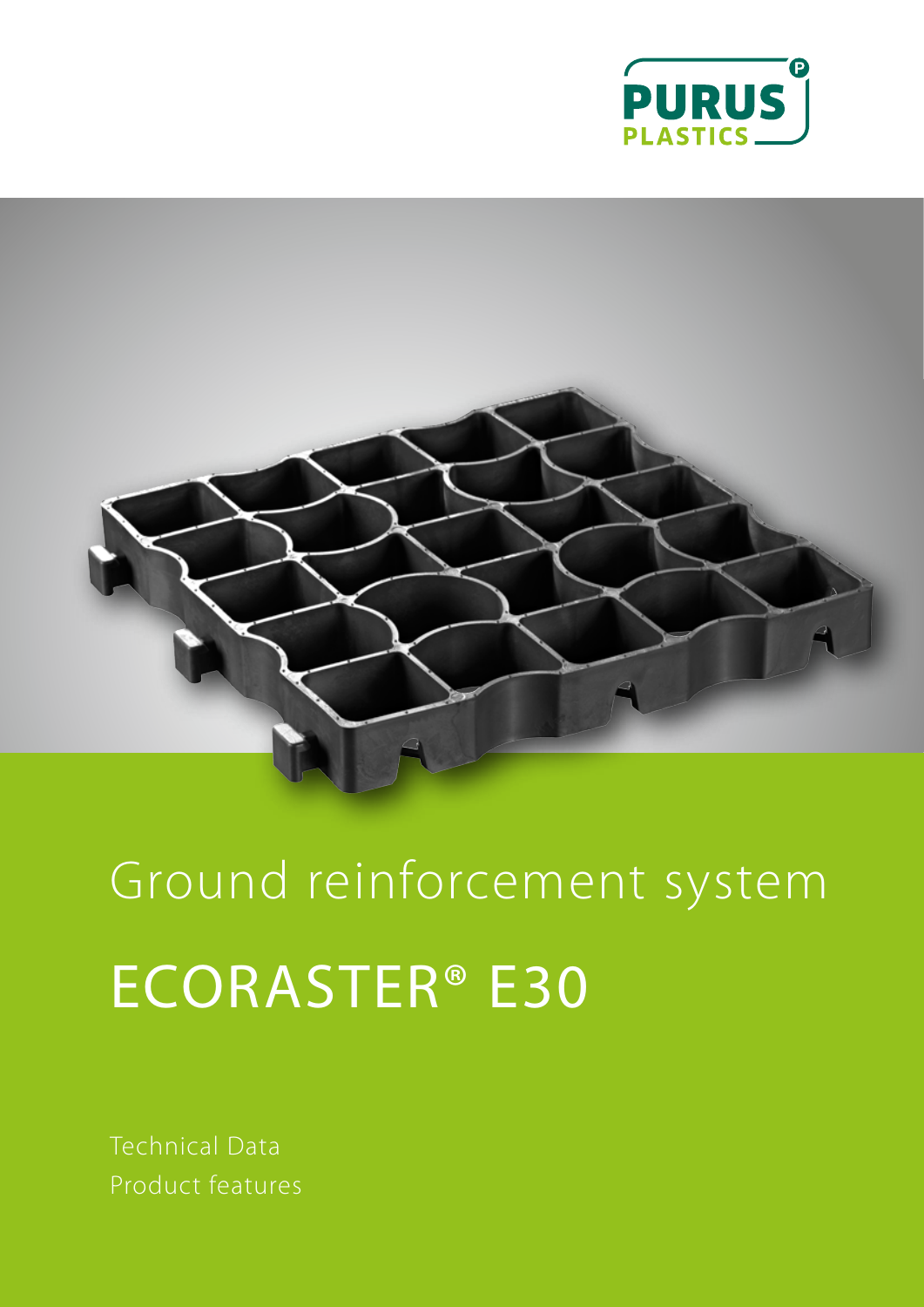PURUS PLASTICS

Ground reinforcement system

# ECORASTER® E30

Technical Data
Product features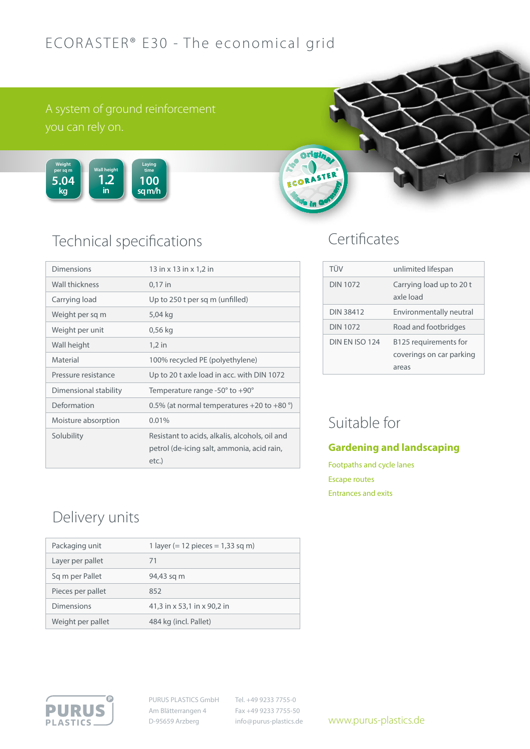# ECORASTER® E30 - The economical grid

A system of ground reinforcement you can rely on.

Weight per sq m
5.04 kg

Wall height
1.2 in

Laying time
100 sq m/h

## Technical specifications

| | |
|---|---|
| Dimensions | 13 in x 13 in x 1,2 in |
| Wall thickness | 0,17 in |
| Carrying load | Up to 250 t per sq m (unfilled) |
| Weight per sq m | 5,04 kg |
| Weight per unit | 0,56 kg |
| Wall height | 1,2 in |
| Material | 100% recycled PE (polyethylene) |
| Pressure resistance | Up to 20 t axle load in acc. with DIN 1072 |
| Dimensional stability | Temperature range -50° to +90° |
| Deformation | 0.5% (at normal temperatures +20 to +80 °) |
| Moisture absorption | 0.01% |
| Solubility | Resistant to acids, alkalis, alcohols, oil and petrol (de-icing salt, ammonia, acid rain, etc.) |

## Certificates

| | |
|---|---|
| TÜV | unlimited lifespan |
| DIN 1072 | Carrying load up to 20 t axle load |
| DIN 38412 | Environmentally neutral |
| DIN 1072 | Road and footbridges |
| DIN EN ISO 124 | B125 requirements for coverings on car parking areas |

## Suitable for

**Gardening and landscaping**

Footpaths and cycle lanes

Escape routes

Entrances and exits

## Delivery units

| | |
|---|---|
| Packaging unit | 1 layer (= 12 pieces = 1,33 sq m) |
| Layer per pallet | 71 |
| Sq m per Pallet | 94,43 sq m |
| Pieces per pallet | 852 |
| Dimensions | 41,3 in x 53,1 in x 90,2 in |
| Weight per pallet | 484 kg (incl. Pallet) |

PURUS PLASTICS GmbH
Am Blätterrangen 4
D-95659 Arzberg

Tel. +49 9233 7755-0
Fax +49 9233 7755-50
info@purus-plastics.de

www.purus-plastics.de